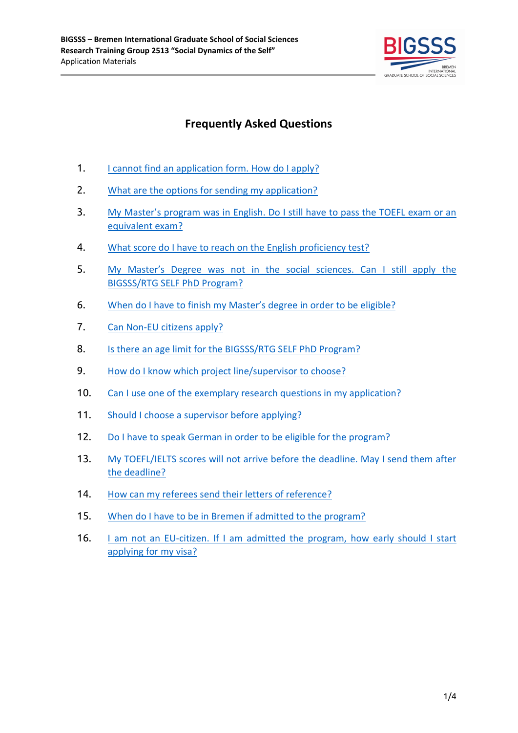# Frequently Asked Questions

1. I cannot find an application form. How do I apply?
2. What are the options for sending my application?
3. My Master's program was in English. Do I still have to pass the TOEFL exam or an equivalent exam?
4. What score do I have to reach on the English proficiency test?
5. My Master's Degree was not in the social sciences. Can I still apply the BIGSSS/RTG SELF PhD Program?
6. When do I have to finish my Master's degree in order to be eligible?
7. Can Non-EU citizens apply?
8. Is there an age limit for the BIGSSS/RTG SELF PhD Program?
9. How do I know which project line/supervisor to choose?
10. Can I use one of the exemplary research questions in my application?
11. Should I choose a supervisor before applying?
12. Do I have to speak German in order to be eligible for the program?
13. My TOEFL/IELTS scores will not arrive before the deadline. May I send them after the deadline?
14. How can my referees send their letters of reference?
15. When do I have to be in Bremen if admitted to the program?
16. I am not an EU-citizen. If I am admitted the program, how early should I start applying for my visa?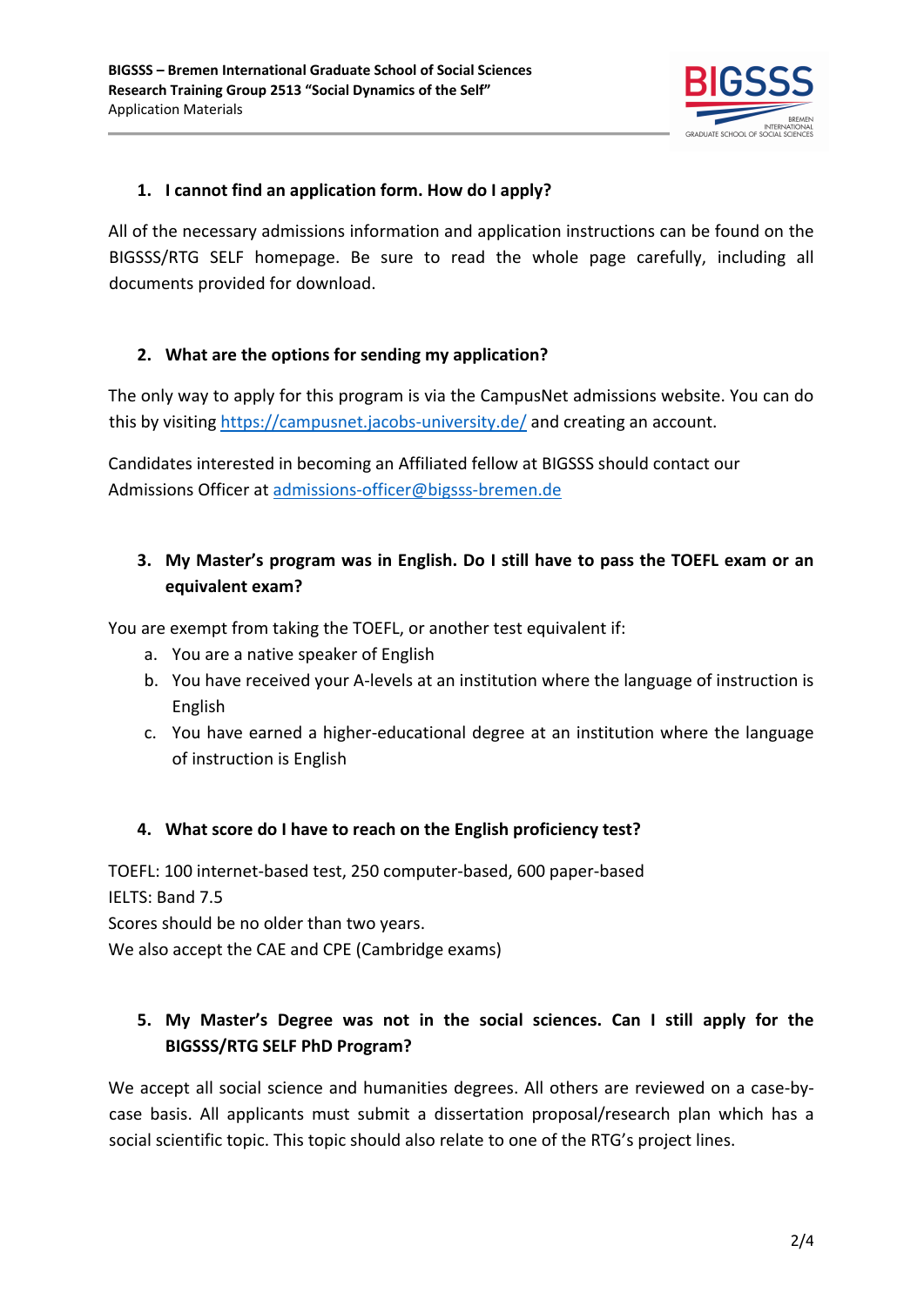1. **I cannot find an application form. How do I apply?**

All of the necessary admissions information and application instructions can be found on the BIGSSS/RTG SELF homepage. Be sure to read the whole page carefully, including all documents provided for download.

2. **What are the options for sending my application?**

The only way to apply for this program is via the CampusNet admissions website. You can do this by visiting https://campusnet.jacobs-university.de/ and creating an account.

Candidates interested in becoming an Affiliated fellow at BIGSSS should contact our Admissions Officer at admissions-officer@bigsss-bremen.de

3. **My Master's program was in English. Do I still have to pass the TOEFL exam or an equivalent exam?**

You are exempt from taking the TOEFL, or another test equivalent if:

a. You are a native speaker of English
b. You have received your A-levels at an institution where the language of instruction is English
c. You have earned a higher-educational degree at an institution where the language of instruction is English

4. **What score do I have to reach on the English proficiency test?**

TOEFL: 100 internet-based test, 250 computer-based, 600 paper-based
IELTS: Band 7.5
Scores should be no older than two years.
We also accept the CAE and CPE (Cambridge exams)

5. **My Master's Degree was not in the social sciences. Can I still apply for the BIGSSS/RTG SELF PhD Program?**

We accept all social science and humanities degrees. All others are reviewed on a case-by-case basis. All applicants must submit a dissertation proposal/research plan which has a social scientific topic. This topic should also relate to one of the RTG's project lines.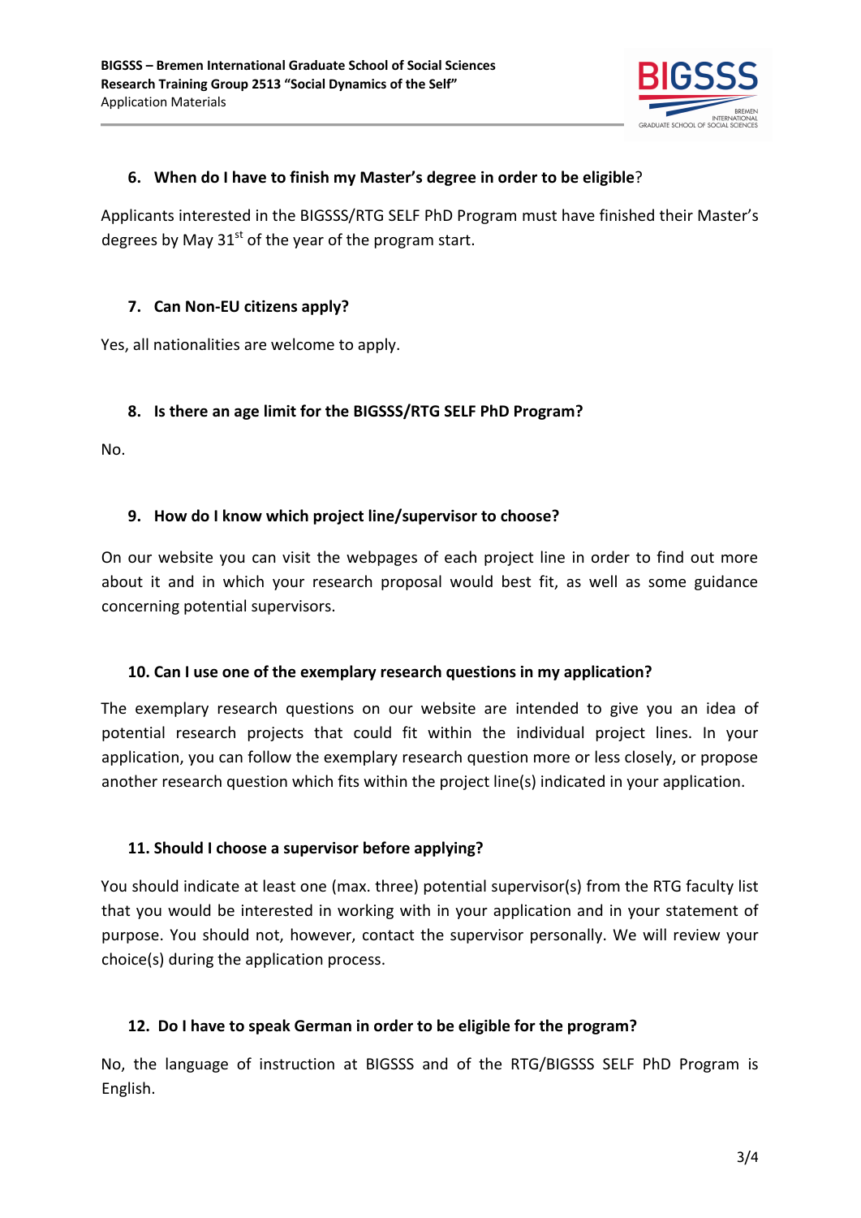### 6. When do I have to finish my Master's degree in order to be eligible?

Applicants interested in the BIGSSS/RTG SELF PhD Program must have finished their Master's degrees by May 31st of the year of the program start.

### 7. Can Non-EU citizens apply?

Yes, all nationalities are welcome to apply.

### 8. Is there an age limit for the BIGSSS/RTG SELF PhD Program?

No.

### 9. How do I know which project line/supervisor to choose?

On our website you can visit the webpages of each project line in order to find out more about it and in which your research proposal would best fit, as well as some guidance concerning potential supervisors.

### 10. Can I use one of the exemplary research questions in my application?

The exemplary research questions on our website are intended to give you an idea of potential research projects that could fit within the individual project lines. In your application, you can follow the exemplary research question more or less closely, or propose another research question which fits within the project line(s) indicated in your application.

### 11. Should I choose a supervisor before applying?

You should indicate at least one (max. three) potential supervisor(s) from the RTG faculty list that you would be interested in working with in your application and in your statement of purpose. You should not, however, contact the supervisor personally. We will review your choice(s) during the application process.

### 12. Do I have to speak German in order to be eligible for the program?

No, the language of instruction at BIGSSS and of the RTG/BIGSSS SELF PhD Program is English.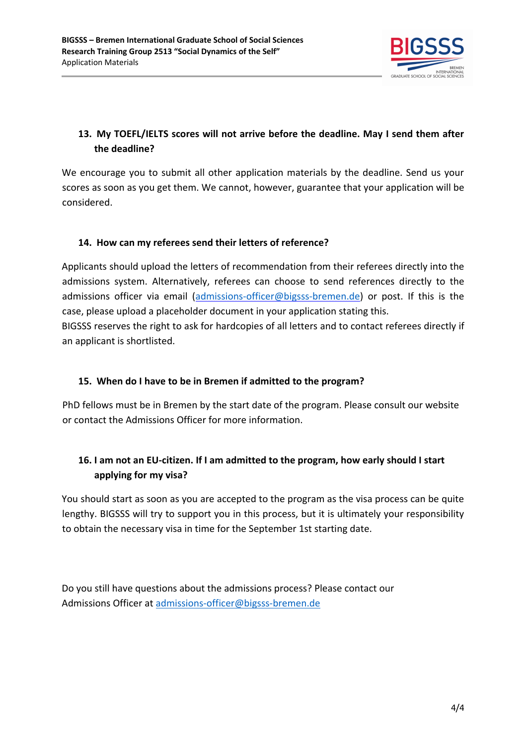13. **My TOEFL/IELTS scores will not arrive before the deadline. May I send them after the deadline?**

We encourage you to submit all other application materials by the deadline. Send us your scores as soon as you get them. We cannot, however, guarantee that your application will be considered.

14. **How can my referees send their letters of reference?**

Applicants should upload the letters of recommendation from their referees directly into the admissions system. Alternatively, referees can choose to send references directly to the admissions officer via email (admissions-officer@bigsss-bremen.de) or post. If this is the case, please upload a placeholder document in your application stating this.
BIGSSS reserves the right to ask for hardcopies of all letters and to contact referees directly if an applicant is shortlisted.

15. **When do I have to be in Bremen if admitted to the program?**

PhD fellows must be in Bremen by the start date of the program. Please consult our website or contact the Admissions Officer for more information.

16. **I am not an EU-citizen. If I am admitted to the program, how early should I start applying for my visa?**

You should start as soon as you are accepted to the program as the visa process can be quite lengthy. BIGSSS will try to support you in this process, but it is ultimately your responsibility to obtain the necessary visa in time for the September 1st starting date.

Do you still have questions about the admissions process? Please contact our Admissions Officer at admissions-officer@bigsss-bremen.de